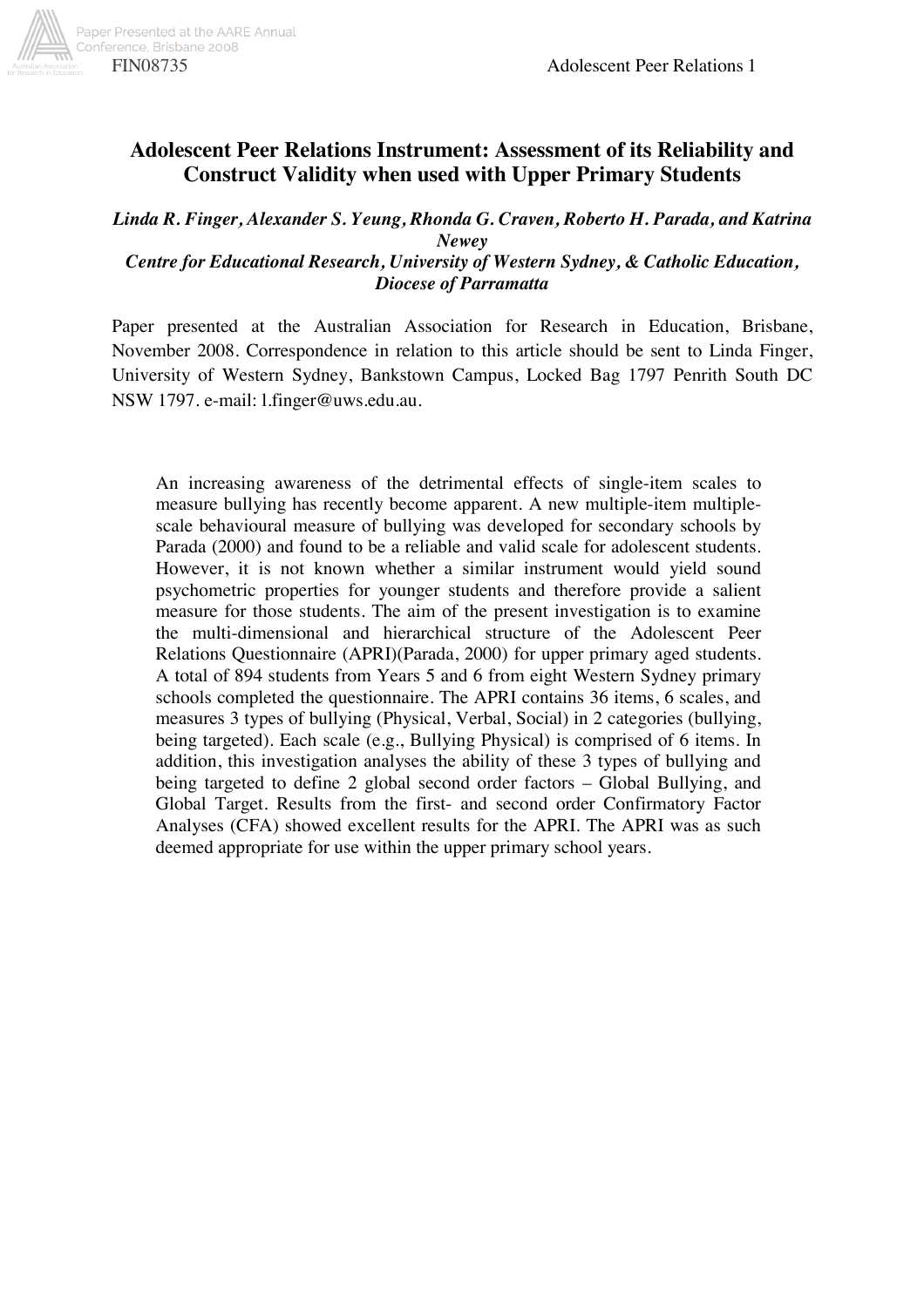# Adolescent Peer Relations Instrument: Assessment of its Reliability and Construct Validity when used with Upper Primary Students

*Linda R. Finger, Alexander S. Yeung, Rhonda G. Craven, Roberto H. Parada, and Katrina Newey*

***Centre for Educational Research, University of Western Sydney, & Catholic Education, Diocese of Parramatta***

Paper presented at the Australian Association for Research in Education, Brisbane, November 2008. Correspondence in relation to this article should be sent to Linda Finger, University of Western Sydney, Bankstown Campus, Locked Bag 1797 Penrith South DC NSW 1797. e-mail: l.finger@uws.edu.au.

An increasing awareness of the detrimental effects of single-item scales to measure bullying has recently become apparent. A new multiple-item multiple-scale behavioural measure of bullying was developed for secondary schools by Parada (2000) and found to be a reliable and valid scale for adolescent students. However, it is not known whether a similar instrument would yield sound psychometric properties for younger students and therefore provide a salient measure for those students. The aim of the present investigation is to examine the multi-dimensional and hierarchical structure of the Adolescent Peer Relations Questionnaire (APRI)(Parada, 2000) for upper primary aged students. A total of 894 students from Years 5 and 6 from eight Western Sydney primary schools completed the questionnaire. The APRI contains 36 items, 6 scales, and measures 3 types of bullying (Physical, Verbal, Social) in 2 categories (bullying, being targeted). Each scale (e.g., Bullying Physical) is comprised of 6 items. In addition, this investigation analyses the ability of these 3 types of bullying and being targeted to define 2 global second order factors – Global Bullying, and Global Target. Results from the first- and second order Confirmatory Factor Analyses (CFA) showed excellent results for the APRI. The APRI was as such deemed appropriate for use within the upper primary school years.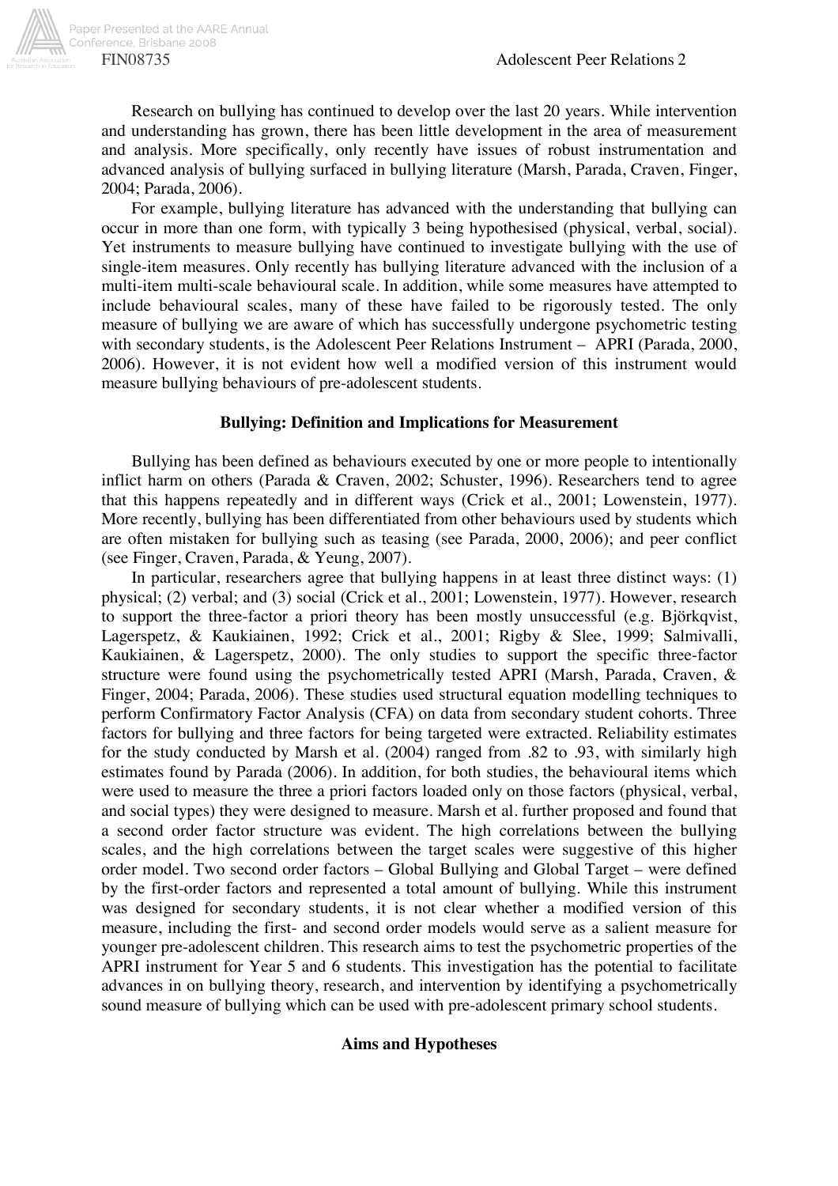Research on bullying has continued to develop over the last 20 years. While intervention and understanding has grown, there has been little development in the area of measurement and analysis. More specifically, only recently have issues of robust instrumentation and advanced analysis of bullying surfaced in bullying literature (Marsh, Parada, Craven, Finger, 2004; Parada, 2006).

For example, bullying literature has advanced with the understanding that bullying can occur in more than one form, with typically 3 being hypothesised (physical, verbal, social). Yet instruments to measure bullying have continued to investigate bullying with the use of single-item measures. Only recently has bullying literature advanced with the inclusion of a multi-item multi-scale behavioural scale. In addition, while some measures have attempted to include behavioural scales, many of these have failed to be rigorously tested. The only measure of bullying we are aware of which has successfully undergone psychometric testing with secondary students, is the Adolescent Peer Relations Instrument – APRI (Parada, 2000, 2006). However, it is not evident how well a modified version of this instrument would measure bullying behaviours of pre-adolescent students.

## Bullying: Definition and Implications for Measurement

Bullying has been defined as behaviours executed by one or more people to intentionally inflict harm on others (Parada & Craven, 2002; Schuster, 1996). Researchers tend to agree that this happens repeatedly and in different ways (Crick et al., 2001; Lowenstein, 1977). More recently, bullying has been differentiated from other behaviours used by students which are often mistaken for bullying such as teasing (see Parada, 2000, 2006); and peer conflict (see Finger, Craven, Parada, & Yeung, 2007).

In particular, researchers agree that bullying happens in at least three distinct ways: (1) physical; (2) verbal; and (3) social (Crick et al., 2001; Lowenstein, 1977). However, research to support the three-factor a priori theory has been mostly unsuccessful (e.g. Björkqvist, Lagerspetz, & Kaukiainen, 1992; Crick et al., 2001; Rigby & Slee, 1999; Salmivalli, Kaukiainen, & Lagerspetz, 2000). The only studies to support the specific three-factor structure were found using the psychometrically tested APRI (Marsh, Parada, Craven, & Finger, 2004; Parada, 2006). These studies used structural equation modelling techniques to perform Confirmatory Factor Analysis (CFA) on data from secondary student cohorts. Three factors for bullying and three factors for being targeted were extracted. Reliability estimates for the study conducted by Marsh et al. (2004) ranged from .82 to .93, with similarly high estimates found by Parada (2006). In addition, for both studies, the behavioural items which were used to measure the three a priori factors loaded only on those factors (physical, verbal, and social types) they were designed to measure. Marsh et al. further proposed and found that a second order factor structure was evident. The high correlations between the bullying scales, and the high correlations between the target scales were suggestive of this higher order model. Two second order factors – Global Bullying and Global Target – were defined by the first-order factors and represented a total amount of bullying. While this instrument was designed for secondary students, it is not clear whether a modified version of this measure, including the first- and second order models would serve as a salient measure for younger pre-adolescent children. This research aims to test the psychometric properties of the APRI instrument for Year 5 and 6 students. This investigation has the potential to facilitate advances in on bullying theory, research, and intervention by identifying a psychometrically sound measure of bullying which can be used with pre-adolescent primary school students.

## Aims and Hypotheses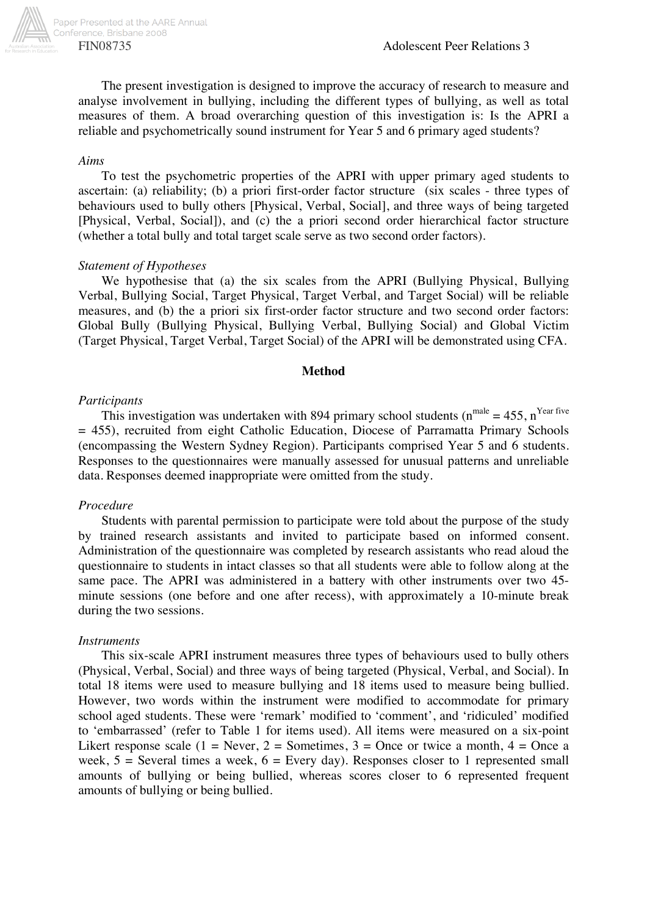The present investigation is designed to improve the accuracy of research to measure and analyse involvement in bullying, including the different types of bullying, as well as total measures of them. A broad overarching question of this investigation is: Is the APRI a reliable and psychometrically sound instrument for Year 5 and 6 primary aged students?

*Aims*

To test the psychometric properties of the APRI with upper primary aged students to ascertain: (a) reliability; (b) a priori first-order factor structure (six scales - three types of behaviours used to bully others [Physical, Verbal, Social], and three ways of being targeted [Physical, Verbal, Social]), and (c) the a priori second order hierarchical factor structure (whether a total bully and total target scale serve as two second order factors).

*Statement of Hypotheses*

We hypothesise that (a) the six scales from the APRI (Bullying Physical, Bullying Verbal, Bullying Social, Target Physical, Target Verbal, and Target Social) will be reliable measures, and (b) the a priori six first-order factor structure and two second order factors: Global Bully (Bullying Physical, Bullying Verbal, Bullying Social) and Global Victim (Target Physical, Target Verbal, Target Social) of the APRI will be demonstrated using CFA.

## Method

*Participants*

This investigation was undertaken with 894 primary school students ($n^{male} = 455$, $n^{Year\ five} = 455$), recruited from eight Catholic Education, Diocese of Parramatta Primary Schools (encompassing the Western Sydney Region). Participants comprised Year 5 and 6 students. Responses to the questionnaires were manually assessed for unusual patterns and unreliable data. Responses deemed inappropriate were omitted from the study.

*Procedure*

Students with parental permission to participate were told about the purpose of the study by trained research assistants and invited to participate based on informed consent. Administration of the questionnaire was completed by research assistants who read aloud the questionnaire to students in intact classes so that all students were able to follow along at the same pace. The APRI was administered in a battery with other instruments over two 45-minute sessions (one before and one after recess), with approximately a 10-minute break during the two sessions.

*Instruments*

This six-scale APRI instrument measures three types of behaviours used to bully others (Physical, Verbal, Social) and three ways of being targeted (Physical, Verbal, and Social). In total 18 items were used to measure bullying and 18 items used to measure being bullied. However, two words within the instrument were modified to accommodate for primary school aged students. These were 'remark' modified to 'comment', and 'ridiculed' modified to 'embarrassed' (refer to Table 1 for items used). All items were measured on a six-point Likert response scale (1 = Never, 2 = Sometimes, 3 = Once or twice a month, 4 = Once a week, 5 = Several times a week, 6 = Every day). Responses closer to 1 represented small amounts of bullying or being bullied, whereas scores closer to 6 represented frequent amounts of bullying or being bullied.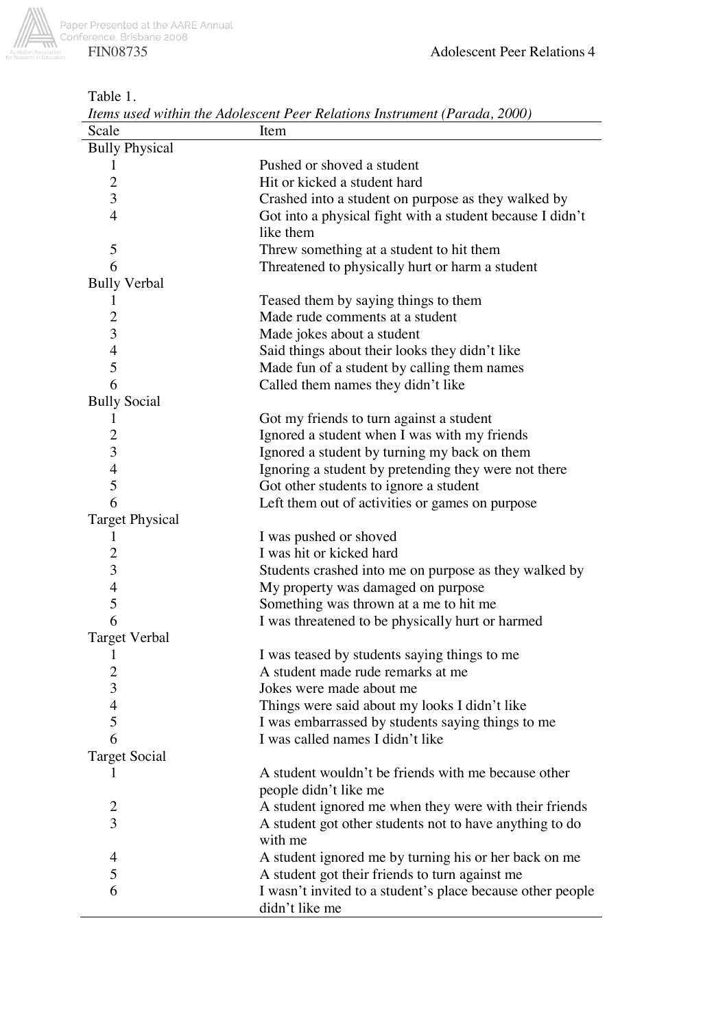Table 1.
*Items used within the Adolescent Peer Relations Instrument (Parada, 2000)*

| Scale | Item |
|---|---|
| Bully Physical | |
| 1 | Pushed or shoved a student |
| 2 | Hit or kicked a student hard |
| 3 | Crashed into a student on purpose as they walked by |
| 4 | Got into a physical fight with a student because I didn't like them |
| 5 | Threw something at a student to hit them |
| 6 | Threatened to physically hurt or harm a student |
| Bully Verbal | |
| 1 | Teased them by saying things to them |
| 2 | Made rude comments at a student |
| 3 | Made jokes about a student |
| 4 | Said things about their looks they didn't like |
| 5 | Made fun of a student by calling them names |
| 6 | Called them names they didn't like |
| Bully Social | |
| 1 | Got my friends to turn against a student |
| 2 | Ignored a student when I was with my friends |
| 3 | Ignored a student by turning my back on them |
| 4 | Ignoring a student by pretending they were not there |
| 5 | Got other students to ignore a student |
| 6 | Left them out of activities or games on purpose |
| Target Physical | |
| 1 | I was pushed or shoved |
| 2 | I was hit or kicked hard |
| 3 | Students crashed into me on purpose as they walked by |
| 4 | My property was damaged on purpose |
| 5 | Something was thrown at a me to hit me |
| 6 | I was threatened to be physically hurt or harmed |
| Target Verbal | |
| 1 | I was teased by students saying things to me |
| 2 | A student made rude remarks at me |
| 3 | Jokes were made about me |
| 4 | Things were said about my looks I didn't like |
| 5 | I was embarrassed by students saying things to me |
| 6 | I was called names I didn't like |
| Target Social | |
| 1 | A student wouldn't be friends with me because other people didn't like me |
| 2 | A student ignored me when they were with their friends |
| 3 | A student got other students not to have anything to do with me |
| 4 | A student ignored me by turning his or her back on me |
| 5 | A student got their friends to turn against me |
| 6 | I wasn't invited to a student's place because other people didn't like me |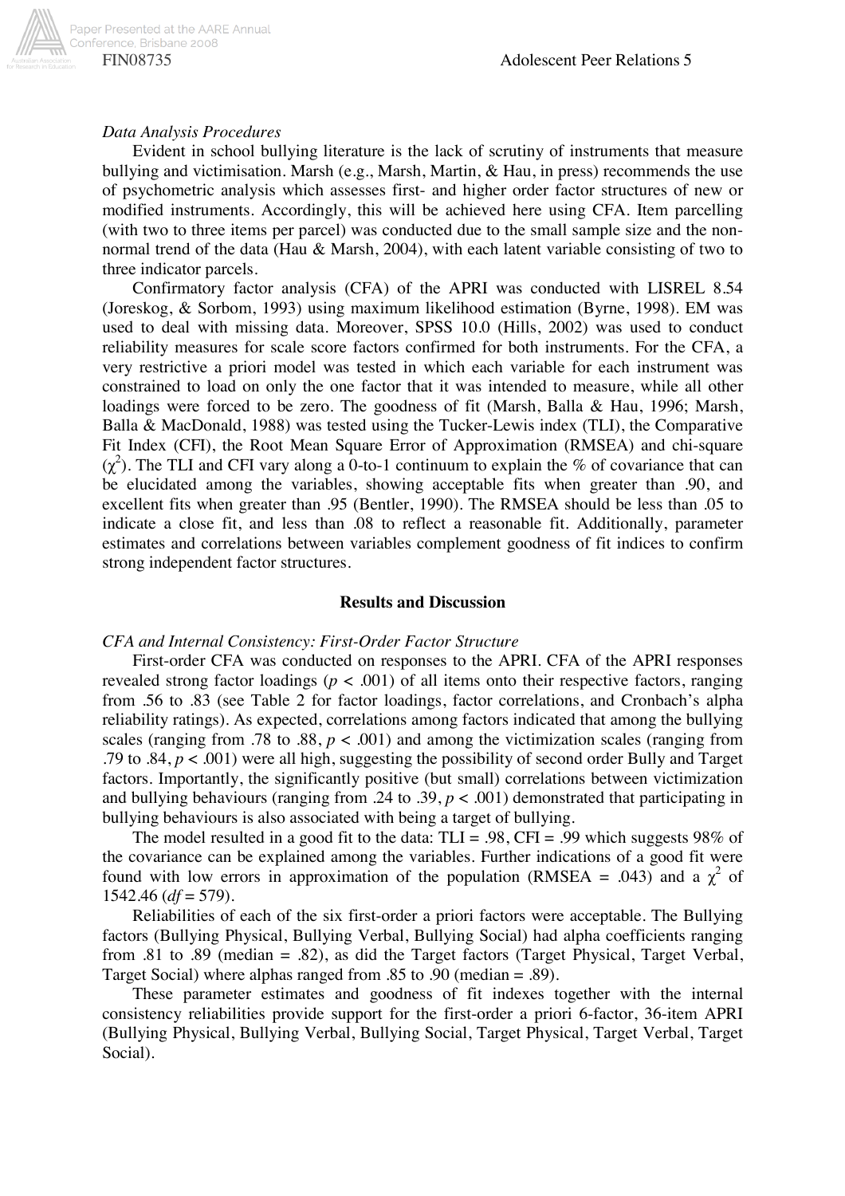*Data Analysis Procedures*

Evident in school bullying literature is the lack of scrutiny of instruments that measure bullying and victimisation. Marsh (e.g., Marsh, Martin, & Hau, in press) recommends the use of psychometric analysis which assesses first- and higher order factor structures of new or modified instruments. Accordingly, this will be achieved here using CFA. Item parcelling (with two to three items per parcel) was conducted due to the small sample size and the non-normal trend of the data (Hau & Marsh, 2004), with each latent variable consisting of two to three indicator parcels.

Confirmatory factor analysis (CFA) of the APRI was conducted with LISREL 8.54 (Joreskog, & Sorbom, 1993) using maximum likelihood estimation (Byrne, 1998). EM was used to deal with missing data. Moreover, SPSS 10.0 (Hills, 2002) was used to conduct reliability measures for scale score factors confirmed for both instruments. For the CFA, a very restrictive a priori model was tested in which each variable for each instrument was constrained to load on only the one factor that it was intended to measure, while all other loadings were forced to be zero. The goodness of fit (Marsh, Balla & Hau, 1996; Marsh, Balla & MacDonald, 1988) was tested using the Tucker-Lewis index (TLI), the Comparative Fit Index (CFI), the Root Mean Square Error of Approximation (RMSEA) and chi-square ($\chi^2$). The TLI and CFI vary along a 0-to-1 continuum to explain the % of covariance that can be elucidated among the variables, showing acceptable fits when greater than .90, and excellent fits when greater than .95 (Bentler, 1990). The RMSEA should be less than .05 to indicate a close fit, and less than .08 to reflect a reasonable fit. Additionally, parameter estimates and correlations between variables complement goodness of fit indices to confirm strong independent factor structures.

## Results and Discussion

*CFA and Internal Consistency: First-Order Factor Structure*

First-order CFA was conducted on responses to the APRI. CFA of the APRI responses revealed strong factor loadings ($p < .001$) of all items onto their respective factors, ranging from .56 to .83 (see Table 2 for factor loadings, factor correlations, and Cronbach's alpha reliability ratings). As expected, correlations among factors indicated that among the bullying scales (ranging from .78 to .88, $p < .001$) and among the victimization scales (ranging from .79 to .84, $p < .001$) were all high, suggesting the possibility of second order Bully and Target factors. Importantly, the significantly positive (but small) correlations between victimization and bullying behaviours (ranging from .24 to .39, $p < .001$) demonstrated that participating in bullying behaviours is also associated with being a target of bullying.

The model resulted in a good fit to the data: TLI = .98, CFI = .99 which suggests 98% of the covariance can be explained among the variables. Further indications of a good fit were found with low errors in approximation of the population (RMSEA = .043) and a $\chi^2$ of 1542.46 ($df$ = 579).

Reliabilities of each of the six first-order a priori factors were acceptable. The Bullying factors (Bullying Physical, Bullying Verbal, Bullying Social) had alpha coefficients ranging from .81 to .89 (median = .82), as did the Target factors (Target Physical, Target Verbal, Target Social) where alphas ranged from .85 to .90 (median = .89).

These parameter estimates and goodness of fit indexes together with the internal consistency reliabilities provide support for the first-order a priori 6-factor, 36-item APRI (Bullying Physical, Bullying Verbal, Bullying Social, Target Physical, Target Verbal, Target Social).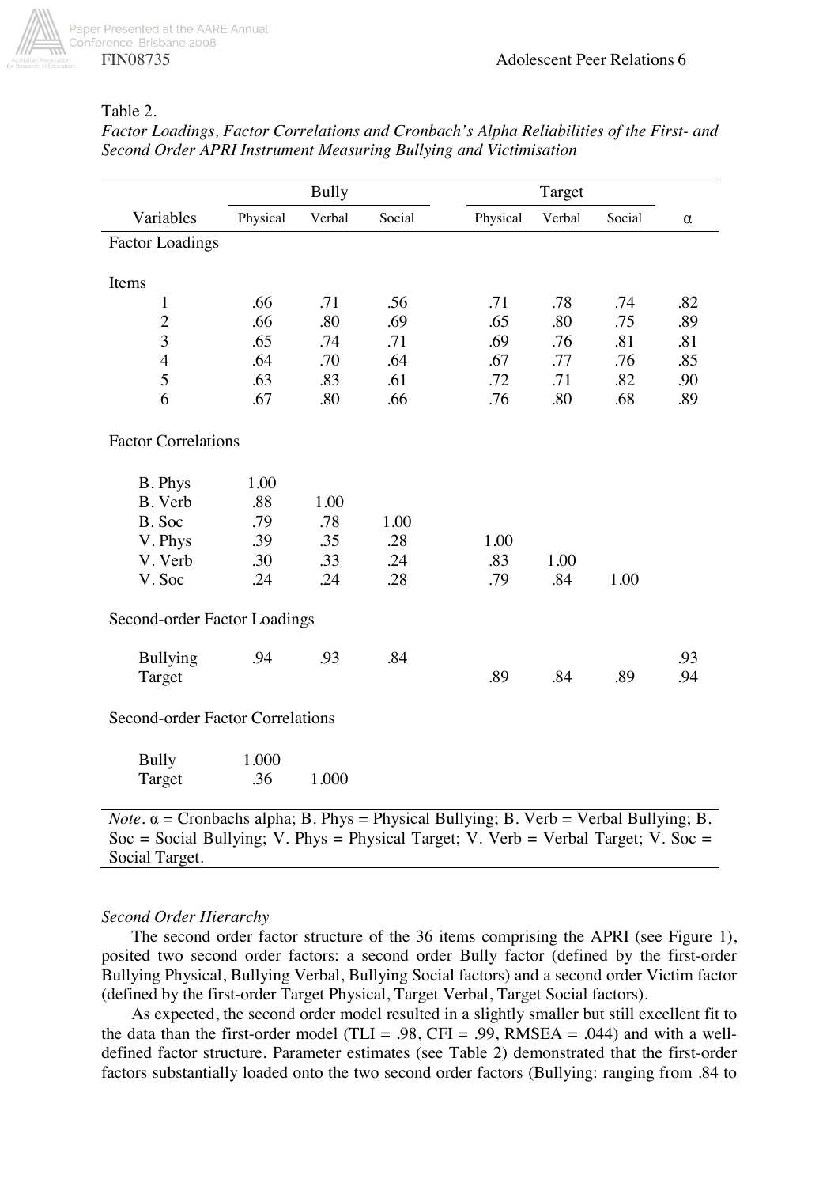Table 2.

*Factor Loadings, Factor Correlations and Cronbach's Alpha Reliabilities of the First- and Second Order APRI Instrument Measuring Bullying and Victimisation*

| | Bully | | | Target | | | |
|---|---|---|---|---|---|---|---|
| Variables | Physical | Verbal | Social | Physical | Verbal | Social | α |
| Factor Loadings | | | | | | | |
| Items | | | | | | | |
| 1 | .66 | .71 | .56 | .71 | .78 | .74 | .82 |
| 2 | .66 | .80 | .69 | .65 | .80 | .75 | .89 |
| 3 | .65 | .74 | .71 | .69 | .76 | .81 | .81 |
| 4 | .64 | .70 | .64 | .67 | .77 | .76 | .85 |
| 5 | .63 | .83 | .61 | .72 | .71 | .82 | .90 |
| 6 | .67 | .80 | .66 | .76 | .80 | .68 | .89 |
| Factor Correlations | | | | | | | |
| B. Phys | 1.00 | | | | | | |
| B. Verb | .88 | 1.00 | | | | | |
| B. Soc | .79 | .78 | 1.00 | | | | |
| V. Phys | .39 | .35 | .28 | 1.00 | | | |
| V. Verb | .30 | .33 | .24 | .83 | 1.00 | | |
| V. Soc | .24 | .24 | .28 | .79 | .84 | 1.00 | |
| Second-order Factor Loadings | | | | | | | |
| Bullying | .94 | .93 | .84 | | | | .93 |
| Target | | | | .89 | .84 | .89 | .94 |
| Second-order Factor Correlations | | | | | | | |
| Bully | 1.000 | | | | | | |
| Target | .36 | 1.000 | | | | | |

*Note*. α = Cronbachs alpha; B. Phys = Physical Bullying; B. Verb = Verbal Bullying; B. Soc = Social Bullying; V. Phys = Physical Target; V. Verb = Verbal Target; V. Soc = Social Target.

*Second Order Hierarchy*

The second order factor structure of the 36 items comprising the APRI (see Figure 1), posited two second order factors: a second order Bully factor (defined by the first-order Bullying Physical, Bullying Verbal, Bullying Social factors) and a second order Victim factor (defined by the first-order Target Physical, Target Verbal, Target Social factors).

As expected, the second order model resulted in a slightly smaller but still excellent fit to the data than the first-order model (TLI = .98, CFI = .99, RMSEA = .044) and with a well-defined factor structure. Parameter estimates (see Table 2) demonstrated that the first-order factors substantially loaded onto the two second order factors (Bullying: ranging from .84 to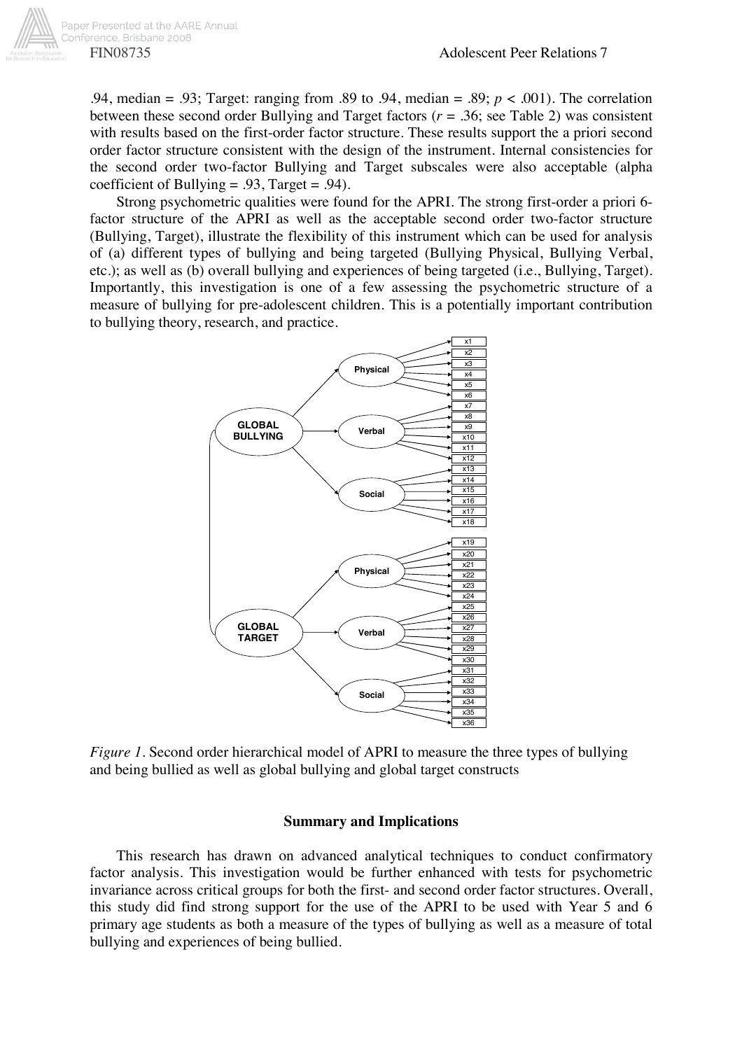.94, median = .93; Target: ranging from .89 to .94, median = .89; $p < .001$). The correlation between these second order Bullying and Target factors ($r = .36$; see Table 2) was consistent with results based on the first-order factor structure. These results support the a priori second order factor structure consistent with the design of the instrument. Internal consistencies for the second order two-factor Bullying and Target subscales were also acceptable (alpha coefficient of Bullying = .93, Target = .94).

Strong psychometric qualities were found for the APRI. The strong first-order a priori 6-factor structure of the APRI as well as the acceptable second order two-factor structure (Bullying, Target), illustrate the flexibility of this instrument which can be used for analysis of (a) different types of bullying and being targeted (Bullying Physical, Bullying Verbal, etc.); as well as (b) overall bullying and experiences of being targeted (i.e., Bullying, Target). Importantly, this investigation is one of a few assessing the psychometric structure of a measure of bullying for pre-adolescent children. This is a potentially important contribution to bullying theory, research, and practice.

*Figure 1.* Second order hierarchical model of APRI to measure the three types of bullying and being bullied as well as global bullying and global target constructs

### Summary and Implications

This research has drawn on advanced analytical techniques to conduct confirmatory factor analysis. This investigation would be further enhanced with tests for psychometric invariance across critical groups for both the first- and second order factor structures. Overall, this study did find strong support for the use of the APRI to be used with Year 5 and 6 primary age students as both a measure of the types of bullying as well as a measure of total bullying and experiences of being bullied.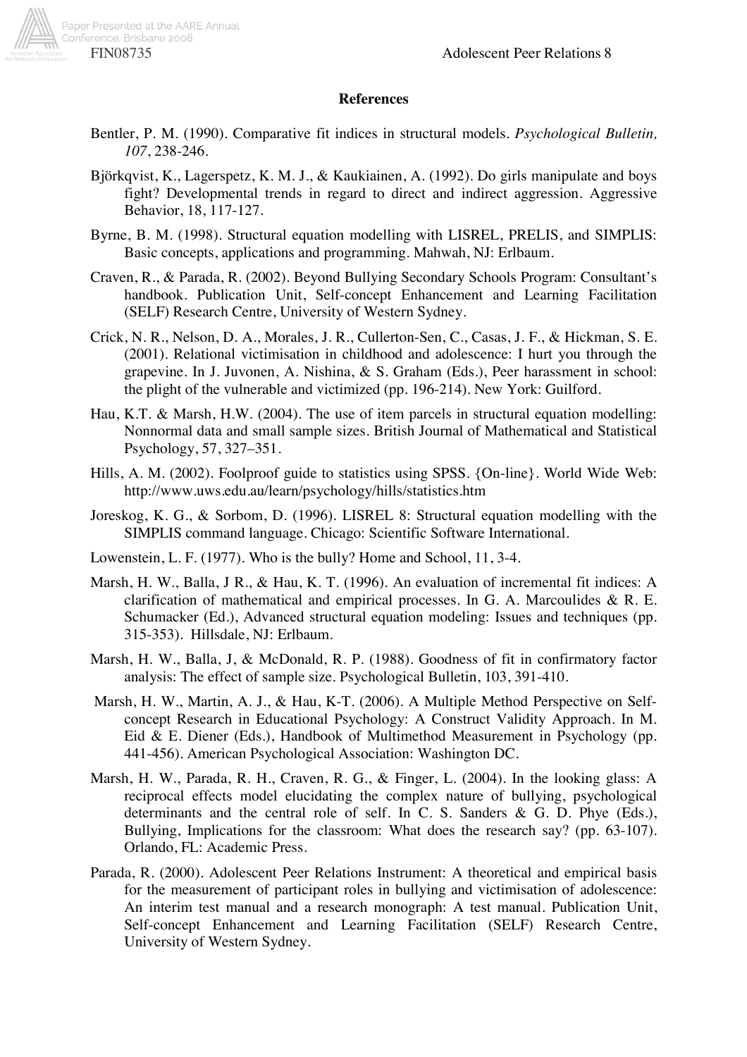## References

Bentler, P. M. (1990). Comparative fit indices in structural models. *Psychological Bulletin, 107*, 238-246.

Björkqvist, K., Lagerspetz, K. M. J., & Kaukiainen, A. (1992). Do girls manipulate and boys fight? Developmental trends in regard to direct and indirect aggression. Aggressive Behavior, 18, 117-127.

Byrne, B. M. (1998). Structural equation modelling with LISREL, PRELIS, and SIMPLIS: Basic concepts, applications and programming. Mahwah, NJ: Erlbaum.

Craven, R., & Parada, R. (2002). Beyond Bullying Secondary Schools Program: Consultant's handbook. Publication Unit, Self-concept Enhancement and Learning Facilitation (SELF) Research Centre, University of Western Sydney.

Crick, N. R., Nelson, D. A., Morales, J. R., Cullerton-Sen, C., Casas, J. F., & Hickman, S. E. (2001). Relational victimisation in childhood and adolescence: I hurt you through the grapevine. In J. Juvonen, A. Nishina, & S. Graham (Eds.), Peer harassment in school: the plight of the vulnerable and victimized (pp. 196-214). New York: Guilford.

Hau, K.T. & Marsh, H.W. (2004). The use of item parcels in structural equation modelling: Nonnormal data and small sample sizes. British Journal of Mathematical and Statistical Psychology, 57, 327–351.

Hills, A. M. (2002). Foolproof guide to statistics using SPSS. {On-line}. World Wide Web: http://www.uws.edu.au/learn/psychology/hills/statistics.htm

Joreskog, K. G., & Sorbom, D. (1996). LISREL 8: Structural equation modelling with the SIMPLIS command language. Chicago: Scientific Software International.

Lowenstein, L. F. (1977). Who is the bully? Home and School, 11, 3-4.

Marsh, H. W., Balla, J R., & Hau, K. T. (1996). An evaluation of incremental fit indices: A clarification of mathematical and empirical processes. In G. A. Marcoulides & R. E. Schumacker (Ed.), Advanced structural equation modeling: Issues and techniques (pp. 315-353). Hillsdale, NJ: Erlbaum.

Marsh, H. W., Balla, J, & McDonald, R. P. (1988). Goodness of fit in confirmatory factor analysis: The effect of sample size. Psychological Bulletin, 103, 391-410.

Marsh, H. W., Martin, A. J., & Hau, K-T. (2006). A Multiple Method Perspective on Self-concept Research in Educational Psychology: A Construct Validity Approach. In M. Eid & E. Diener (Eds.), Handbook of Multimethod Measurement in Psychology (pp. 441-456). American Psychological Association: Washington DC.

Marsh, H. W., Parada, R. H., Craven, R. G., & Finger, L. (2004). In the looking glass: A reciprocal effects model elucidating the complex nature of bullying, psychological determinants and the central role of self. In C. S. Sanders & G. D. Phye (Eds.), Bullying, Implications for the classroom: What does the research say? (pp. 63-107). Orlando, FL: Academic Press.

Parada, R. (2000). Adolescent Peer Relations Instrument: A theoretical and empirical basis for the measurement of participant roles in bullying and victimisation of adolescence: An interim test manual and a research monograph: A test manual. Publication Unit, Self-concept Enhancement and Learning Facilitation (SELF) Research Centre, University of Western Sydney.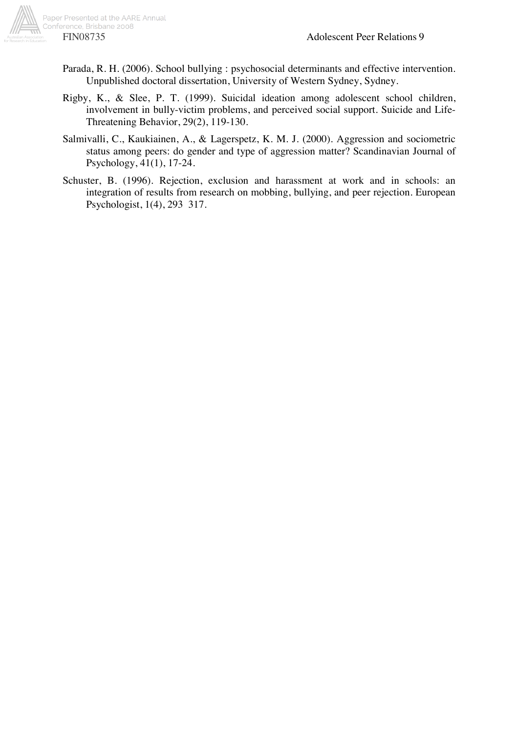Parada, R. H. (2006). School bullying : psychosocial determinants and effective intervention. Unpublished doctoral dissertation, University of Western Sydney, Sydney.

Rigby, K., & Slee, P. T. (1999). Suicidal ideation among adolescent school children, involvement in bully-victim problems, and perceived social support. Suicide and Life-Threatening Behavior, 29(2), 119-130.

Salmivalli, C., Kaukiainen, A., & Lagerspetz, K. M. J. (2000). Aggression and sociometric status among peers: do gender and type of aggression matter? Scandinavian Journal of Psychology, 41(1), 17-24.

Schuster, B. (1996). Rejection, exclusion and harassment at work and in schools: an integration of results from research on mobbing, bullying, and peer rejection. European Psychologist, 1(4), 293 317.